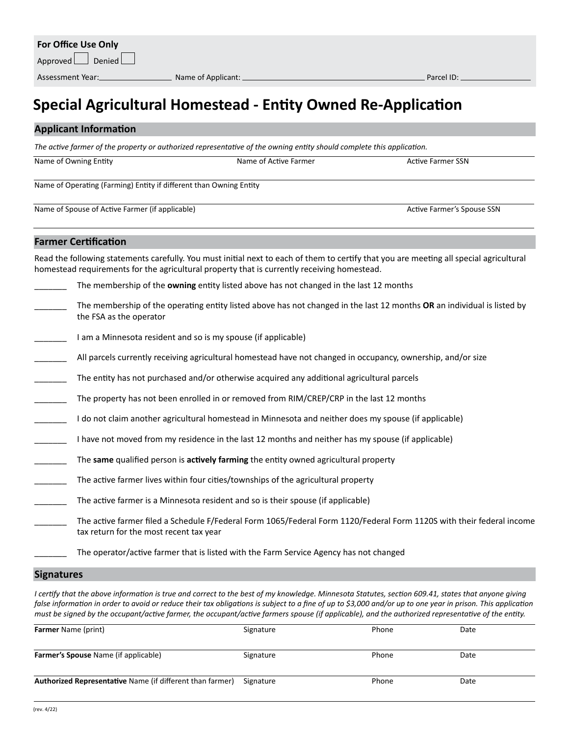**For Office Use Only**

Approved ☐ Denied ☐

Assessment Year: ________________ Name of Applicant: ________________________________________ Parcel ID: ________________

# Special Agricultural Homestead - Entity Owned Re-Application

## Applicant Information

*The active farmer of the property or authorized representative of the owning entity should complete this application.*

| Name of Owning Entity | Name of Active Farmer | Active Farmer SSN |
|---|---|---|
| | | |

| Name of Operating (Farming) Entity if different than Owning Entity |
|---|
| |

| Name of Spouse of Active Farmer (if applicable) | Active Farmer's Spouse SSN |
|---|---|
| | |

## Farmer Certification

Read the following statements carefully. You must initial next to each of them to certify that you are meeting all special agricultural homestead requirements for the agricultural property that is currently receiving homestead.

_______ The membership of the **owning** entity listed above has not changed in the last 12 months

_______ The membership of the operating entity listed above has not changed in the last 12 months **OR** an individual is listed by the FSA as the operator

_______ I am a Minnesota resident and so is my spouse (if applicable)

_______ All parcels currently receiving agricultural homestead have not changed in occupancy, ownership, and/or size

_______ The entity has not purchased and/or otherwise acquired any additional agricultural parcels

_______ The property has not been enrolled in or removed from RIM/CREP/CRP in the last 12 months

_______ I do not claim another agricultural homestead in Minnesota and neither does my spouse (if applicable)

_______ I have not moved from my residence in the last 12 months and neither has my spouse (if applicable)

_______ The **same** qualified person is **actively farming** the entity owned agricultural property

_______ The active farmer lives within four cities/townships of the agricultural property

_______ The active farmer is a Minnesota resident and so is their spouse (if applicable)

_______ The active farmer filed a Schedule F/Federal Form 1065/Federal Form 1120/Federal Form 1120S with their federal income tax return for the most recent tax year

_______ The operator/active farmer that is listed with the Farm Service Agency has not changed

## Signatures

*I certify that the above information is true and correct to the best of my knowledge. Minnesota Statutes, section 609.41, states that anyone giving false information in order to avoid or reduce their tax obligations is subject to a fine of up to $3,000 and/or up to one year in prison. This application must be signed by the occupant/active farmer, the occupant/active farmers spouse (if applicable), and the authorized representative of the entity.*

| **Farmer** Name (print) | Signature | Phone | Date |
|---|---|---|---|
| | | | |
| **Farmer's Spouse** Name (if applicable) | Signature | Phone | Date |
| | | | |
| **Authorized Representative** Name (if different than farmer) | Signature | Phone | Date |
| | | | |

(rev. 4/22)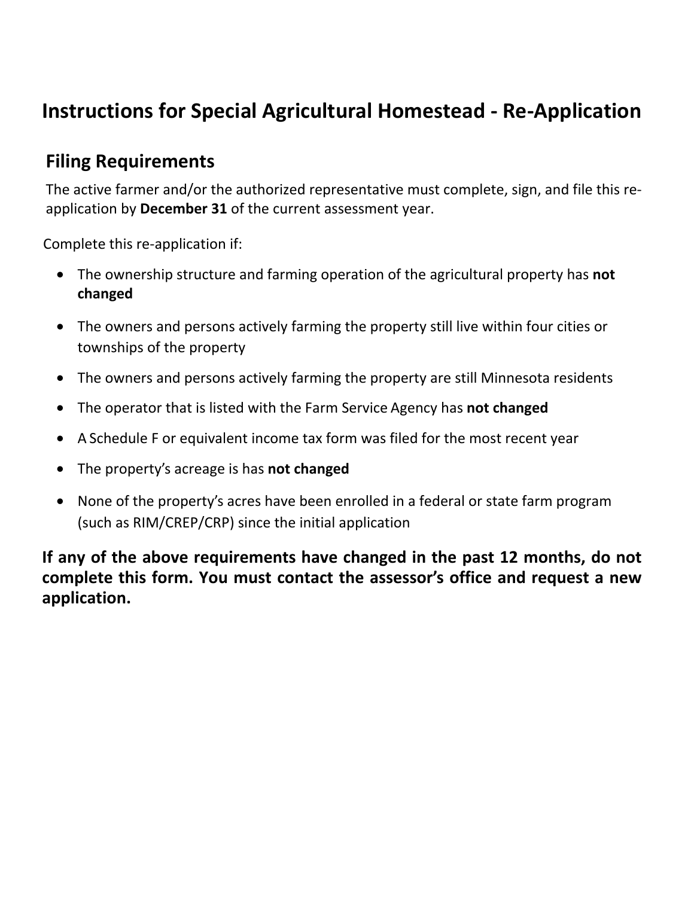# Instructions for Special Agricultural Homestead - Re-Application

## Filing Requirements

The active farmer and/or the authorized representative must complete, sign, and file this re-application by **December 31** of the current assessment year.

Complete this re-application if:

- The ownership structure and farming operation of the agricultural property has **not changed**
- The owners and persons actively farming the property still live within four cities or townships of the property
- The owners and persons actively farming the property are still Minnesota residents
- The operator that is listed with the Farm Service Agency has **not changed**
- A Schedule F or equivalent income tax form was filed for the most recent year
- The property's acreage is has **not changed**
- None of the property's acres have been enrolled in a federal or state farm program (such as RIM/CREP/CRP) since the initial application

**If any of the above requirements have changed in the past 12 months, do not complete this form. You must contact the assessor's office and request a new application.**